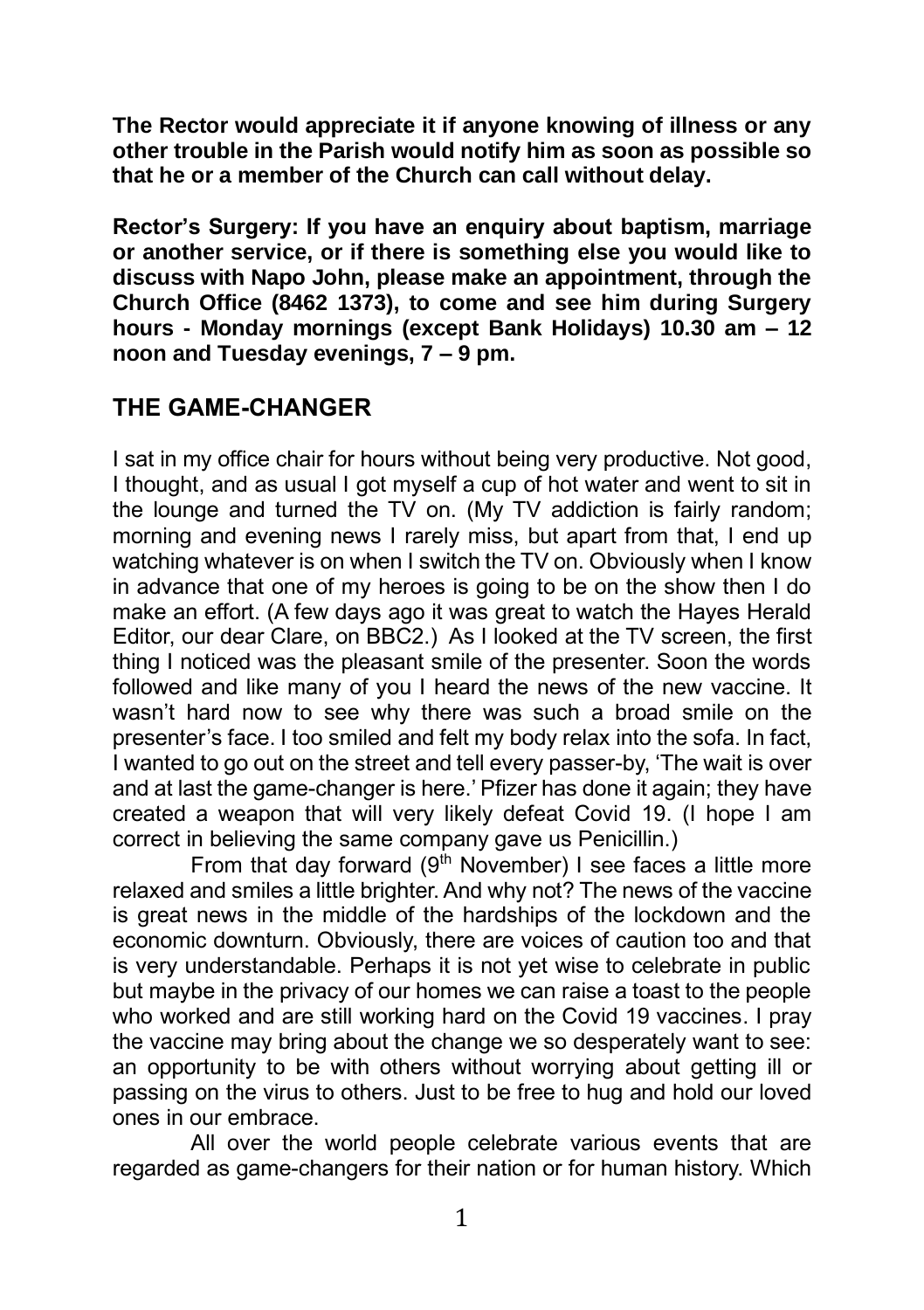**The Rector would appreciate it if anyone knowing of illness or any other trouble in the Parish would notify him as soon as possible so that he or a member of the Church can call without delay.**

**Rector's Surgery: If you have an enquiry about baptism, marriage or another service, or if there is something else you would like to discuss with Napo John, please make an appointment, through the Church Office (8462 1373), to come and see him during Surgery hours - Monday mornings (except Bank Holidays) 10.30 am – 12 noon and Tuesday evenings, 7 – 9 pm.**

## THE GAME-CHANGER

I sat in my office chair for hours without being very productive. Not good, I thought, and as usual I got myself a cup of hot water and went to sit in the lounge and turned the TV on. (My TV addiction is fairly random; morning and evening news I rarely miss, but apart from that, I end up watching whatever is on when I switch the TV on. Obviously when I know in advance that one of my heroes is going to be on the show then I do make an effort. (A few days ago it was great to watch the Hayes Herald Editor, our dear Clare, on BBC2.) As I looked at the TV screen, the first thing I noticed was the pleasant smile of the presenter. Soon the words followed and like many of you I heard the news of the new vaccine. It wasn't hard now to see why there was such a broad smile on the presenter's face. I too smiled and felt my body relax into the sofa. In fact, I wanted to go out on the street and tell every passer-by, 'The wait is over and at last the game-changer is here.' Pfizer has done it again; they have created a weapon that will very likely defeat Covid 19. (I hope I am correct in believing the same company gave us Penicillin.)

From that day forward (9th November) I see faces a little more relaxed and smiles a little brighter. And why not? The news of the vaccine is great news in the middle of the hardships of the lockdown and the economic downturn. Obviously, there are voices of caution too and that is very understandable. Perhaps it is not yet wise to celebrate in public but maybe in the privacy of our homes we can raise a toast to the people who worked and are still working hard on the Covid 19 vaccines. I pray the vaccine may bring about the change we so desperately want to see: an opportunity to be with others without worrying about getting ill or passing on the virus to others. Just to be free to hug and hold our loved ones in our embrace.

All over the world people celebrate various events that are regarded as game-changers for their nation or for human history. Which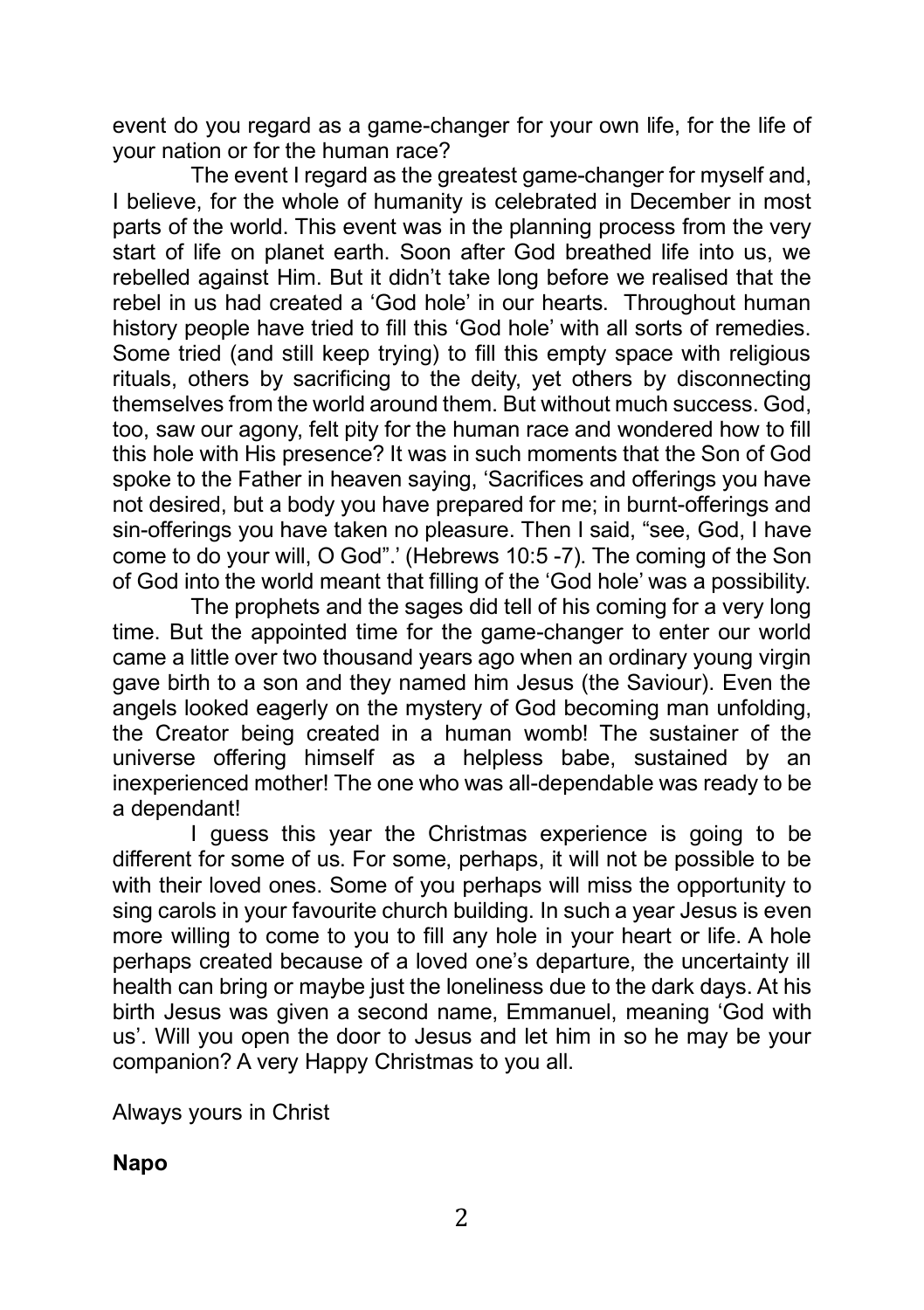event do you regard as a game-changer for your own life, for the life of your nation or for the human race?

The event I regard as the greatest game-changer for myself and, I believe, for the whole of humanity is celebrated in December in most parts of the world. This event was in the planning process from the very start of life on planet earth. Soon after God breathed life into us, we rebelled against Him. But it didn't take long before we realised that the rebel in us had created a 'God hole' in our hearts. Throughout human history people have tried to fill this 'God hole' with all sorts of remedies. Some tried (and still keep trying) to fill this empty space with religious rituals, others by sacrificing to the deity, yet others by disconnecting themselves from the world around them. But without much success. God, too, saw our agony, felt pity for the human race and wondered how to fill this hole with His presence? It was in such moments that the Son of God spoke to the Father in heaven saying, 'Sacrifices and offerings you have not desired, but a body you have prepared for me; in burnt-offerings and sin-offerings you have taken no pleasure. Then I said, "see, God, I have come to do your will, O God".' (Hebrews 10:5 -7). The coming of the Son of God into the world meant that filling of the 'God hole' was a possibility.

The prophets and the sages did tell of his coming for a very long time. But the appointed time for the game-changer to enter our world came a little over two thousand years ago when an ordinary young virgin gave birth to a son and they named him Jesus (the Saviour). Even the angels looked eagerly on the mystery of God becoming man unfolding, the Creator being created in a human womb! The sustainer of the universe offering himself as a helpless babe, sustained by an inexperienced mother! The one who was all-dependable was ready to be a dependant!

I guess this year the Christmas experience is going to be different for some of us. For some, perhaps, it will not be possible to be with their loved ones. Some of you perhaps will miss the opportunity to sing carols in your favourite church building. In such a year Jesus is even more willing to come to you to fill any hole in your heart or life. A hole perhaps created because of a loved one's departure, the uncertainty ill health can bring or maybe just the loneliness due to the dark days. At his birth Jesus was given a second name, Emmanuel, meaning 'God with us'. Will you open the door to Jesus and let him in so he may be your companion? A very Happy Christmas to you all.

Always yours in Christ

**Napo**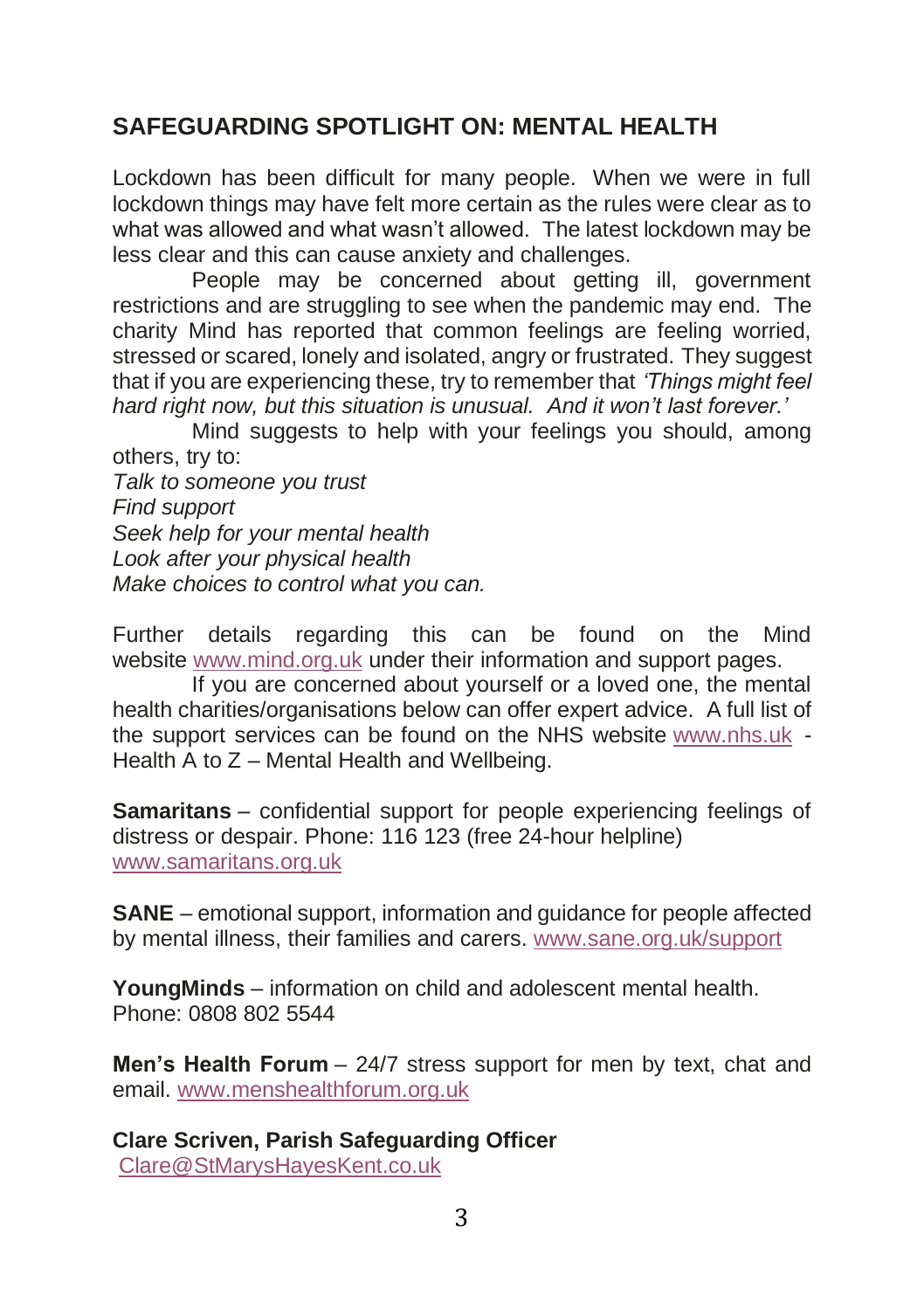## SAFEGUARDING SPOTLIGHT ON: MENTAL HEALTH

Lockdown has been difficult for many people. When we were in full lockdown things may have felt more certain as the rules were clear as to what was allowed and what wasn't allowed. The latest lockdown may be less clear and this can cause anxiety and challenges.

People may be concerned about getting ill, government restrictions and are struggling to see when the pandemic may end. The charity Mind has reported that common feelings are feeling worried, stressed or scared, lonely and isolated, angry or frustrated. They suggest that if you are experiencing these, try to remember that *'Things might feel hard right now, but this situation is unusual. And it won't last forever.'*

Mind suggests to help with your feelings you should, among others, try to:

*Talk to someone you trust*
*Find support*
*Seek help for your mental health*
*Look after your physical health*
*Make choices to control what you can.*

Further details regarding this can be found on the Mind website www.mind.org.uk under their information and support pages.

If you are concerned about yourself or a loved one, the mental health charities/organisations below can offer expert advice. A full list of the support services can be found on the NHS website www.nhs.uk - Health A to Z – Mental Health and Wellbeing.

**Samaritans** – confidential support for people experiencing feelings of distress or despair. Phone: 116 123 (free 24-hour helpline)
www.samaritans.org.uk

**SANE** – emotional support, information and guidance for people affected by mental illness, their families and carers. www.sane.org.uk/support

**YoungMinds** – information on child and adolescent mental health.
Phone: 0808 802 5544

**Men's Health Forum** – 24/7 stress support for men by text, chat and email. www.menshealthforum.org.uk

**Clare Scriven, Parish Safeguarding Officer**
Clare@StMarysHayesKent.co.uk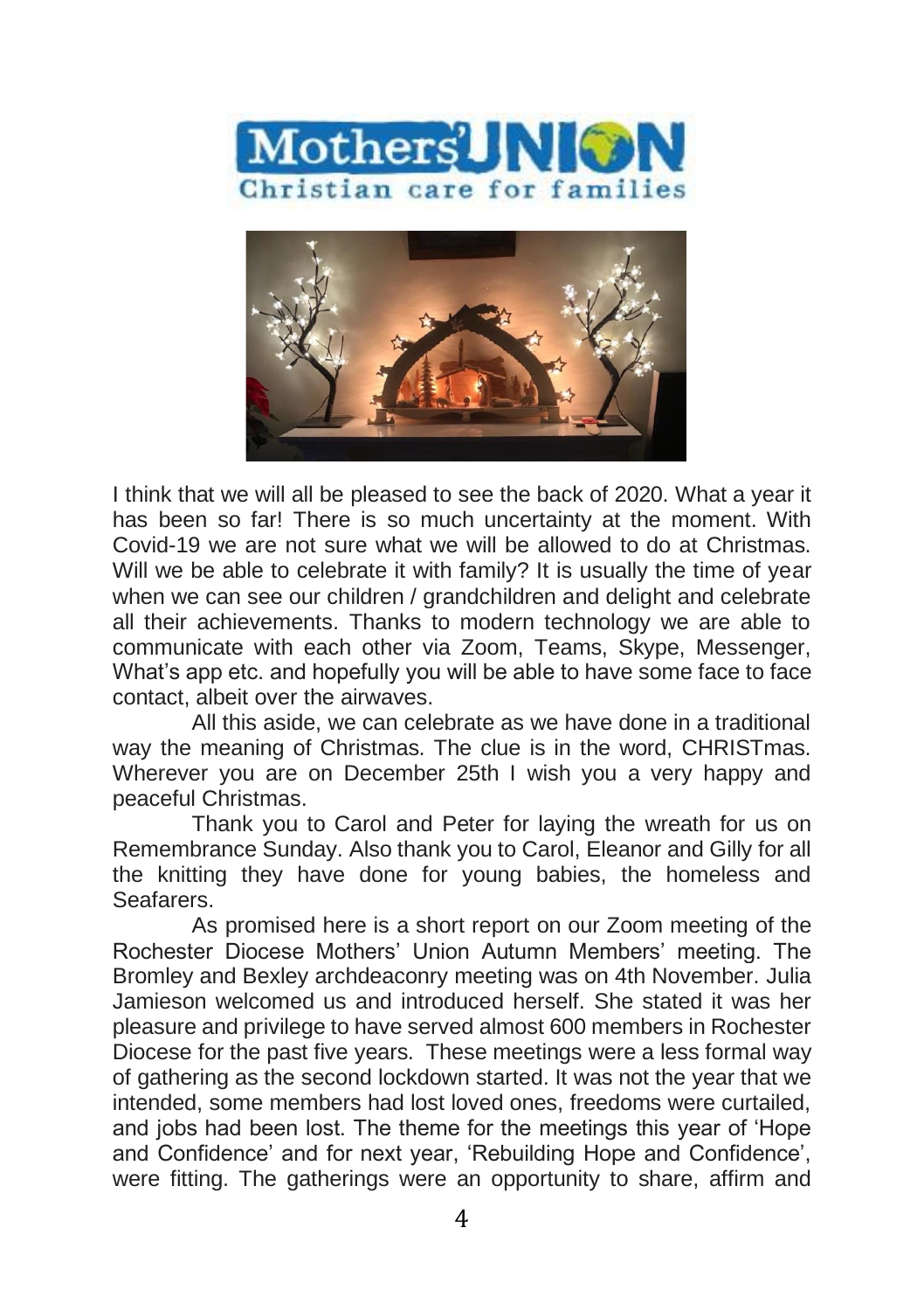I think that we will all be pleased to see the back of 2020. What a year it has been so far! There is so much uncertainty at the moment. With Covid-19 we are not sure what we will be allowed to do at Christmas. Will we be able to celebrate it with family? It is usually the time of year when we can see our children / grandchildren and delight and celebrate all their achievements. Thanks to modern technology we are able to communicate with each other via Zoom, Teams, Skype, Messenger, What's app etc. and hopefully you will be able to have some face to face contact, albeit over the airwaves.

All this aside, we can celebrate as we have done in a traditional way the meaning of Christmas. The clue is in the word, CHRISTmas. Wherever you are on December 25th I wish you a very happy and peaceful Christmas.

Thank you to Carol and Peter for laying the wreath for us on Remembrance Sunday. Also thank you to Carol, Eleanor and Gilly for all the knitting they have done for young babies, the homeless and Seafarers.

As promised here is a short report on our Zoom meeting of the Rochester Diocese Mothers' Union Autumn Members' meeting. The Bromley and Bexley archdeaconry meeting was on 4th November. Julia Jamieson welcomed us and introduced herself. She stated it was her pleasure and privilege to have served almost 600 members in Rochester Diocese for the past five years. These meetings were a less formal way of gathering as the second lockdown started. It was not the year that we intended, some members had lost loved ones, freedoms were curtailed, and jobs had been lost. The theme for the meetings this year of 'Hope and Confidence' and for next year, 'Rebuilding Hope and Confidence', were fitting. The gatherings were an opportunity to share, affirm and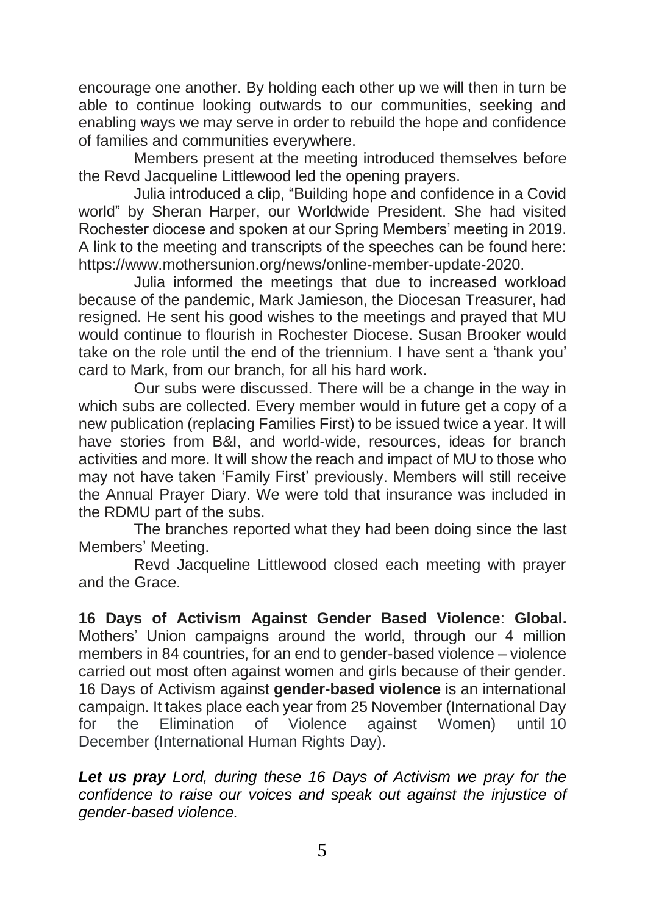encourage one another. By holding each other up we will then in turn be able to continue looking outwards to our communities, seeking and enabling ways we may serve in order to rebuild the hope and confidence of families and communities everywhere.

Members present at the meeting introduced themselves before the Revd Jacqueline Littlewood led the opening prayers.

Julia introduced a clip, "Building hope and confidence in a Covid world" by Sheran Harper, our Worldwide President. She had visited Rochester diocese and spoken at our Spring Members' meeting in 2019. A link to the meeting and transcripts of the speeches can be found here: https://www.mothersunion.org/news/online-member-update-2020.

Julia informed the meetings that due to increased workload because of the pandemic, Mark Jamieson, the Diocesan Treasurer, had resigned. He sent his good wishes to the meetings and prayed that MU would continue to flourish in Rochester Diocese. Susan Brooker would take on the role until the end of the triennium. I have sent a 'thank you' card to Mark, from our branch, for all his hard work.

Our subs were discussed. There will be a change in the way in which subs are collected. Every member would in future get a copy of a new publication (replacing Families First) to be issued twice a year. It will have stories from B&I, and world-wide, resources, ideas for branch activities and more. It will show the reach and impact of MU to those who may not have taken 'Family First' previously. Members will still receive the Annual Prayer Diary. We were told that insurance was included in the RDMU part of the subs.

The branches reported what they had been doing since the last Members' Meeting.

Revd Jacqueline Littlewood closed each meeting with prayer and the Grace.

**16 Days of Activism Against Gender Based Violence**: **Global.** Mothers' Union campaigns around the world, through our 4 million members in 84 countries, for an end to gender-based violence – violence carried out most often against women and girls because of their gender. 16 Days of Activism against **gender-based violence** is an international campaign. It takes place each year from 25 November (International Day for the Elimination of Violence against Women) until 10 December (International Human Rights Day).

***Let us pray*** *Lord, during these 16 Days of Activism we pray for the confidence to raise our voices and speak out against the injustice of gender-based violence.*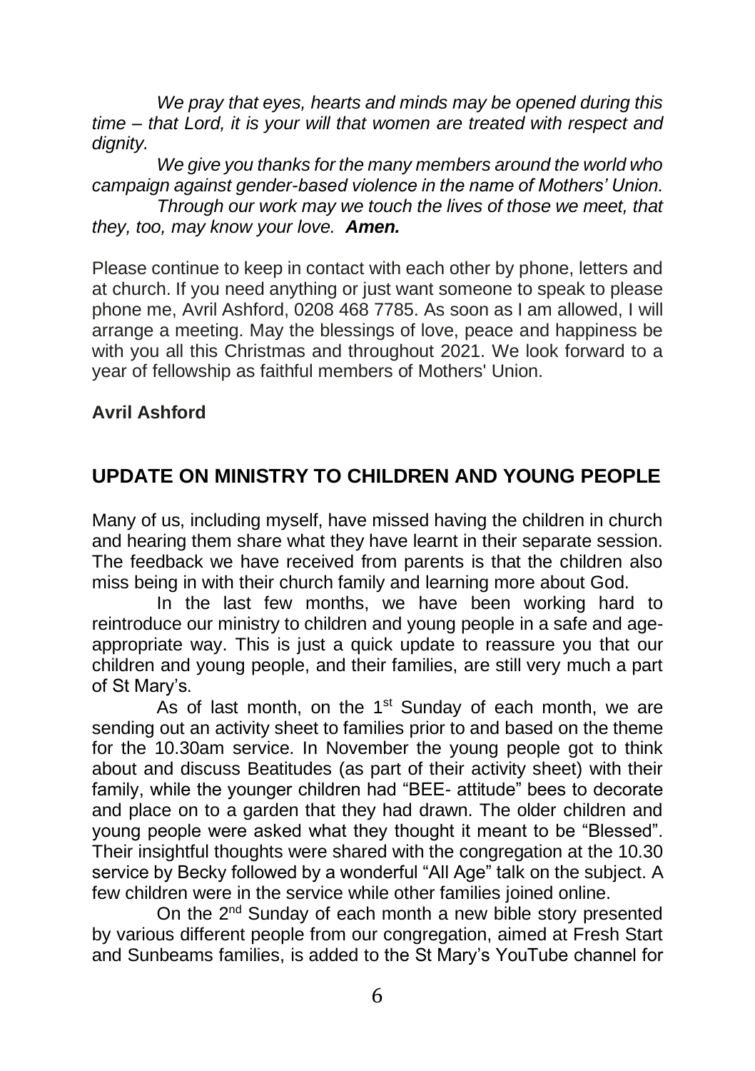*We pray that eyes, hearts and minds may be opened during this time – that Lord, it is your will that women are treated with respect and dignity.*

*We give you thanks for the many members around the world who campaign against gender-based violence in the name of Mothers' Union.*

*Through our work may we touch the lives of those we meet, that they, too, may know your love.* ***Amen.***

Please continue to keep in contact with each other by phone, letters and at church. If you need anything or just want someone to speak to please phone me, Avril Ashford, 0208 468 7785. As soon as I am allowed, I will arrange a meeting. May the blessings of love, peace and happiness be with you all this Christmas and throughout 2021. We look forward to a year of fellowship as faithful members of Mothers' Union.

**Avril Ashford**

## UPDATE ON MINISTRY TO CHILDREN AND YOUNG PEOPLE

Many of us, including myself, have missed having the children in church and hearing them share what they have learnt in their separate session. The feedback we have received from parents is that the children also miss being in with their church family and learning more about God.

In the last few months, we have been working hard to reintroduce our ministry to children and young people in a safe and age-appropriate way. This is just a quick update to reassure you that our children and young people, and their families, are still very much a part of St Mary's.

As of last month, on the 1st Sunday of each month, we are sending out an activity sheet to families prior to and based on the theme for the 10.30am service. In November the young people got to think about and discuss Beatitudes (as part of their activity sheet) with their family, while the younger children had "BEE- attitude" bees to decorate and place on to a garden that they had drawn. The older children and young people were asked what they thought it meant to be "Blessed". Their insightful thoughts were shared with the congregation at the 10.30 service by Becky followed by a wonderful "All Age" talk on the subject. A few children were in the service while other families joined online.

On the 2nd Sunday of each month a new bible story presented by various different people from our congregation, aimed at Fresh Start and Sunbeams families, is added to the St Mary's YouTube channel for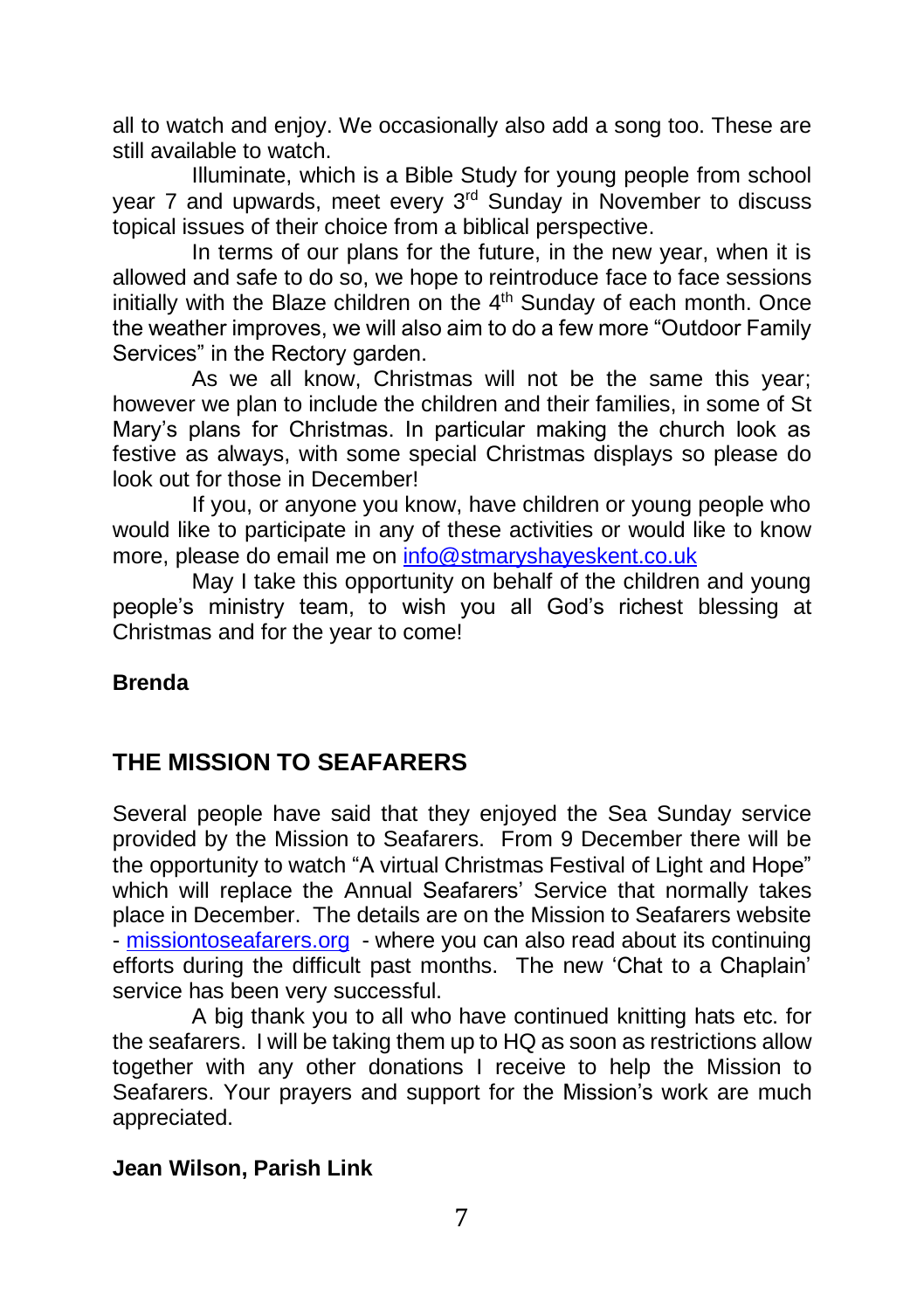all to watch and enjoy. We occasionally also add a song too. These are still available to watch.

Illuminate, which is a Bible Study for young people from school year 7 and upwards, meet every 3rd Sunday in November to discuss topical issues of their choice from a biblical perspective.

In terms of our plans for the future, in the new year, when it is allowed and safe to do so, we hope to reintroduce face to face sessions initially with the Blaze children on the 4th Sunday of each month. Once the weather improves, we will also aim to do a few more "Outdoor Family Services" in the Rectory garden.

As we all know, Christmas will not be the same this year; however we plan to include the children and their families, in some of St Mary's plans for Christmas. In particular making the church look as festive as always, with some special Christmas displays so please do look out for those in December!

If you, or anyone you know, have children or young people who would like to participate in any of these activities or would like to know more, please do email me on info@stmaryshayeskent.co.uk

May I take this opportunity on behalf of the children and young people's ministry team, to wish you all God's richest blessing at Christmas and for the year to come!

**Brenda**

## THE MISSION TO SEAFARERS

Several people have said that they enjoyed the Sea Sunday service provided by the Mission to Seafarers. From 9 December there will be the opportunity to watch "A virtual Christmas Festival of Light and Hope" which will replace the Annual Seafarers' Service that normally takes place in December. The details are on the Mission to Seafarers website - missiontoseafarers.org - where you can also read about its continuing efforts during the difficult past months. The new 'Chat to a Chaplain' service has been very successful.

A big thank you to all who have continued knitting hats etc. for the seafarers. I will be taking them up to HQ as soon as restrictions allow together with any other donations I receive to help the Mission to Seafarers. Your prayers and support for the Mission's work are much appreciated.

**Jean Wilson, Parish Link**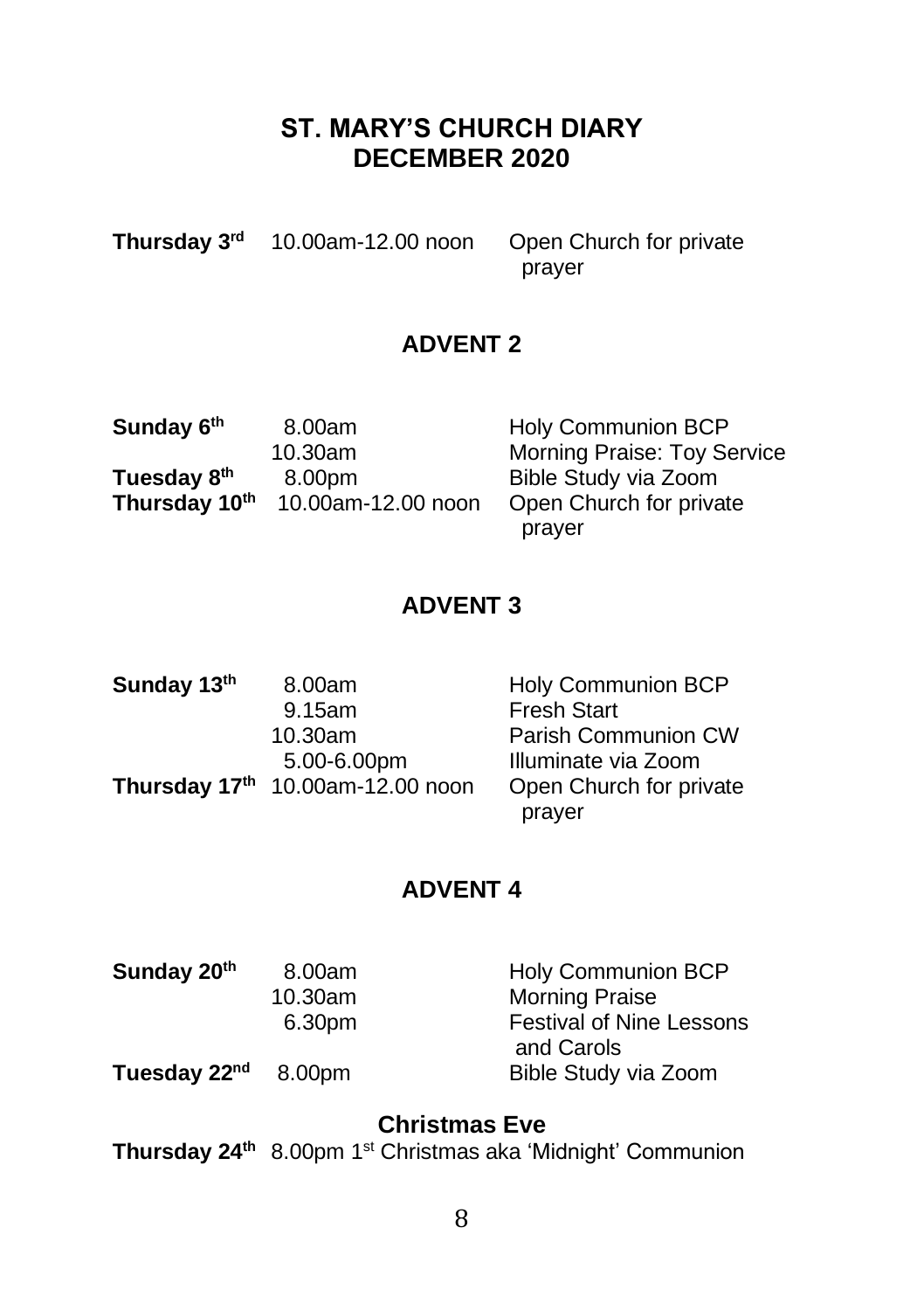# ST. MARY'S CHURCH DIARY
# DECEMBER 2020

| | | |
|---|---|---|
| **Thursday 3rd** | 10.00am-12.00 noon | Open Church for private prayer |

## ADVENT 2

| | | |
|---|---|---|
| **Sunday 6th** | 8.00am | Holy Communion BCP |
| | 10.30am | Morning Praise: Toy Service |
| **Tuesday 8th** | 8.00pm | Bible Study via Zoom |
| **Thursday 10th** | 10.00am-12.00 noon | Open Church for private prayer |

## ADVENT 3

| | | |
|---|---|---|
| **Sunday 13th** | 8.00am | Holy Communion BCP |
| | 9.15am | Fresh Start |
| | 10.30am | Parish Communion CW |
| | 5.00-6.00pm | Illuminate via Zoom |
| **Thursday 17th** | 10.00am-12.00 noon | Open Church for private prayer |

## ADVENT 4

| | | |
|---|---|---|
| **Sunday 20th** | 8.00am | Holy Communion BCP |
| | 10.30am | Morning Praise |
| | 6.30pm | Festival of Nine Lessons and Carols |
| **Tuesday 22nd** | 8.00pm | Bible Study via Zoom |

## Christmas Eve

**Thursday 24th** 8.00pm 1st Christmas aka 'Midnight' Communion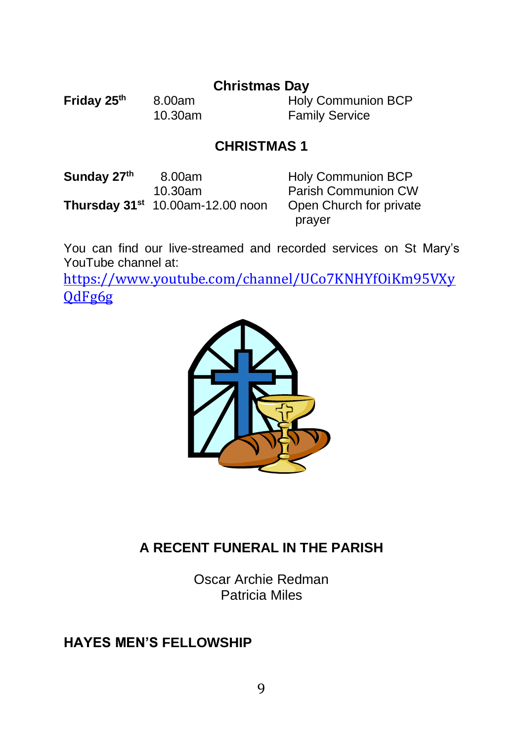## Christmas Day

| | | |
|---|---|---|
| **Friday 25th** | 8.00am | Holy Communion BCP |
| | 10.30am | Family Service |

## CHRISTMAS 1

| | | |
|---|---|---|
| **Sunday 27th** | 8.00am | Holy Communion BCP |
| | 10.30am | Parish Communion CW |
| **Thursday 31st** | 10.00am-12.00 noon | Open Church for private prayer |

You can find our live-streamed and recorded services on St Mary's YouTube channel at:
https://www.youtube.com/channel/UCo7KNHYfOiKm95VXyQdFg6g

## A RECENT FUNERAL IN THE PARISH

Oscar Archie Redman
Patricia Miles

## HAYES MEN'S FELLOWSHIP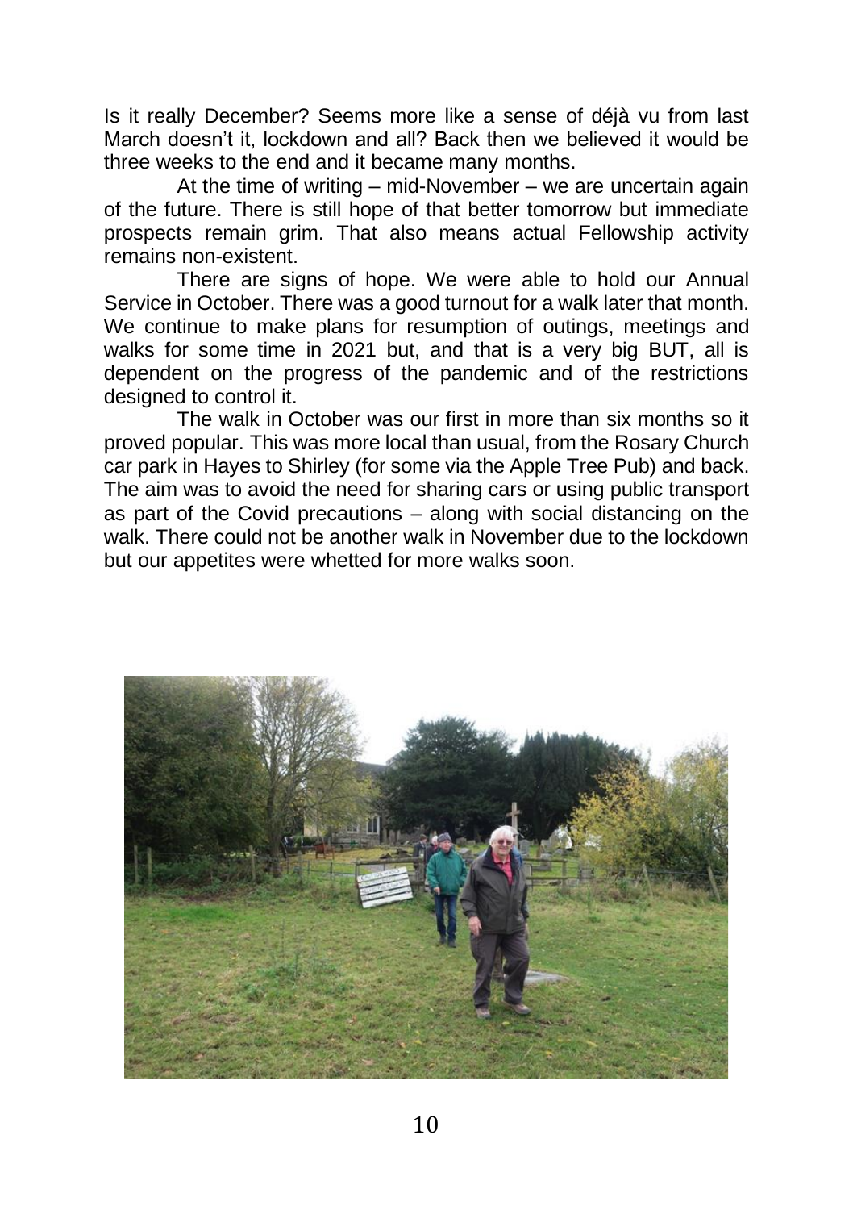Is it really December? Seems more like a sense of déjà vu from last March doesn't it, lockdown and all? Back then we believed it would be three weeks to the end and it became many months.

At the time of writing – mid-November – we are uncertain again of the future. There is still hope of that better tomorrow but immediate prospects remain grim. That also means actual Fellowship activity remains non-existent.

There are signs of hope. We were able to hold our Annual Service in October. There was a good turnout for a walk later that month. We continue to make plans for resumption of outings, meetings and walks for some time in 2021 but, and that is a very big BUT, all is dependent on the progress of the pandemic and of the restrictions designed to control it.

The walk in October was our first in more than six months so it proved popular. This was more local than usual, from the Rosary Church car park in Hayes to Shirley (for some via the Apple Tree Pub) and back. The aim was to avoid the need for sharing cars or using public transport as part of the Covid precautions – along with social distancing on the walk. There could not be another walk in November due to the lockdown but our appetites were whetted for more walks soon.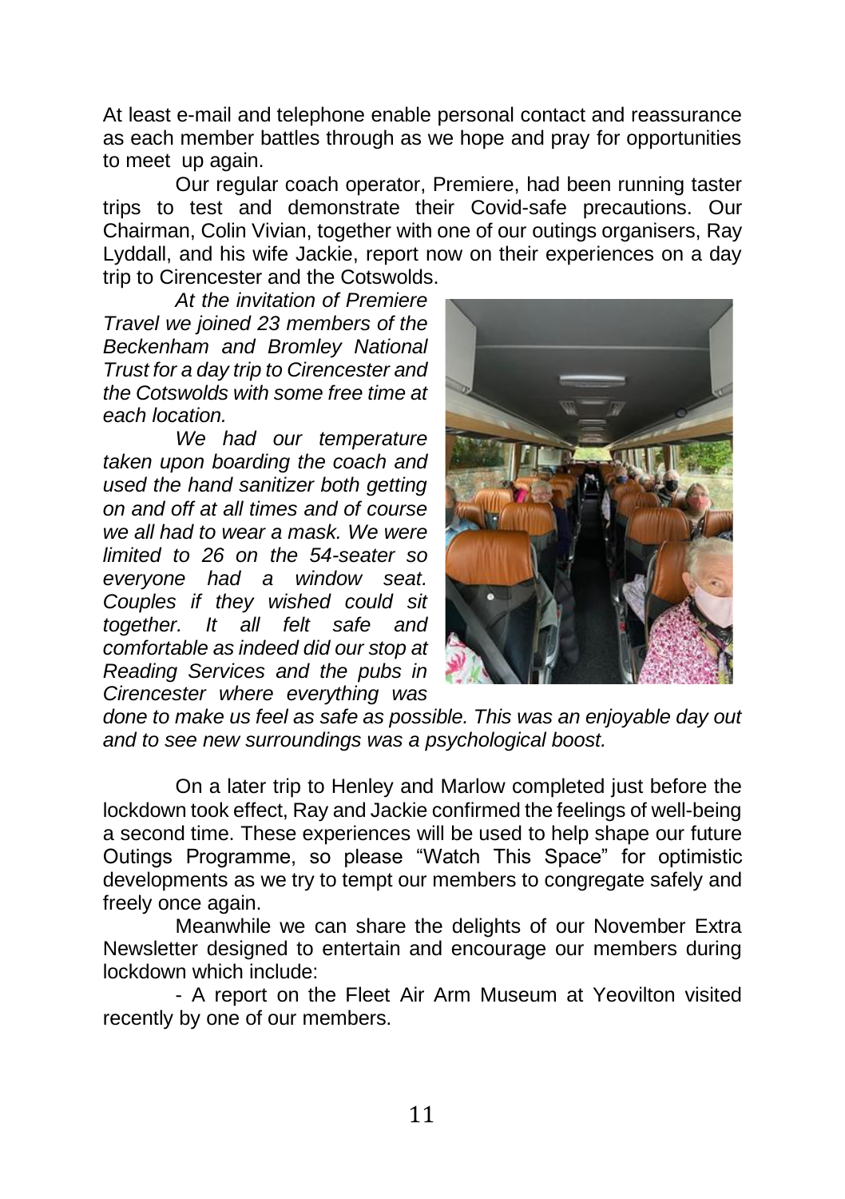At least e-mail and telephone enable personal contact and reassurance as each member battles through as we hope and pray for opportunities to meet up again.

Our regular coach operator, Premiere, had been running taster trips to test and demonstrate their Covid-safe precautions. Our Chairman, Colin Vivian, together with one of our outings organisers, Ray Lyddall, and his wife Jackie, report now on their experiences on a day trip to Cirencester and the Cotswolds.

*At the invitation of Premiere Travel we joined 23 members of the Beckenham and Bromley National Trust for a day trip to Cirencester and the Cotswolds with some free time at each location.*

*We had our temperature taken upon boarding the coach and used the hand sanitizer both getting on and off at all times and of course we all had to wear a mask. We were limited to 26 on the 54-seater so everyone had a window seat. Couples if they wished could sit together. It all felt safe and comfortable as indeed did our stop at Reading Services and the pubs in Cirencester where everything was done to make us feel as safe as possible. This was an enjoyable day out and to see new surroundings was a psychological boost.*

On a later trip to Henley and Marlow completed just before the lockdown took effect, Ray and Jackie confirmed the feelings of well-being a second time. These experiences will be used to help shape our future Outings Programme, so please "Watch This Space" for optimistic developments as we try to tempt our members to congregate safely and freely once again.

Meanwhile we can share the delights of our November Extra Newsletter designed to entertain and encourage our members during lockdown which include:

- A report on the Fleet Air Arm Museum at Yeovilton visited recently by one of our members.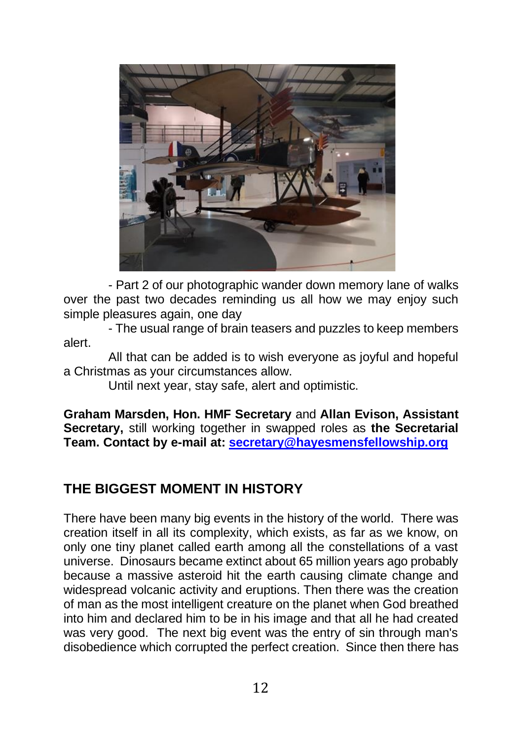- Part 2 of our photographic wander down memory lane of walks over the past two decades reminding us all how we may enjoy such simple pleasures again, one day

- The usual range of brain teasers and puzzles to keep members alert.

All that can be added is to wish everyone as joyful and hopeful a Christmas as your circumstances allow.

Until next year, stay safe, alert and optimistic.

**Graham Marsden, Hon. HMF Secretary** and **Allan Evison, Assistant Secretary,** still working together in swapped roles as **the Secretarial Team. Contact by e-mail at: secretary@hayesmensfellowship.org**

## THE BIGGEST MOMENT IN HISTORY

There have been many big events in the history of the world. There was creation itself in all its complexity, which exists, as far as we know, on only one tiny planet called earth among all the constellations of a vast universe. Dinosaurs became extinct about 65 million years ago probably because a massive asteroid hit the earth causing climate change and widespread volcanic activity and eruptions. Then there was the creation of man as the most intelligent creature on the planet when God breathed into him and declared him to be in his image and that all he had created was very good. The next big event was the entry of sin through man's disobedience which corrupted the perfect creation. Since then there has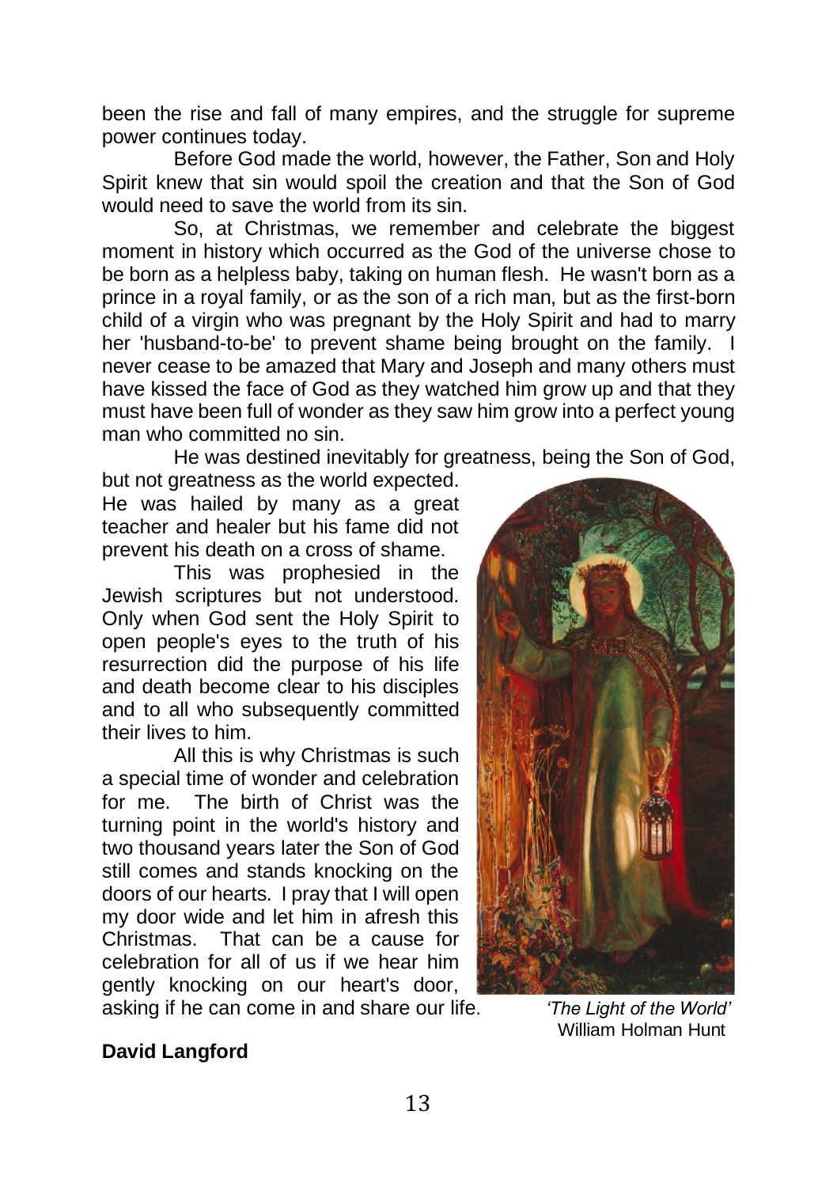been the rise and fall of many empires, and the struggle for supreme power continues today.

Before God made the world, however, the Father, Son and Holy Spirit knew that sin would spoil the creation and that the Son of God would need to save the world from its sin.

So, at Christmas, we remember and celebrate the biggest moment in history which occurred as the God of the universe chose to be born as a helpless baby, taking on human flesh. He wasn't born as a prince in a royal family, or as the son of a rich man, but as the first-born child of a virgin who was pregnant by the Holy Spirit and had to marry her 'husband-to-be' to prevent shame being brought on the family. I never cease to be amazed that Mary and Joseph and many others must have kissed the face of God as they watched him grow up and that they must have been full of wonder as they saw him grow into a perfect young man who committed no sin.

He was destined inevitably for greatness, being the Son of God, but not greatness as the world expected. He was hailed by many as a great teacher and healer but his fame did not prevent his death on a cross of shame.

This was prophesied in the Jewish scriptures but not understood. Only when God sent the Holy Spirit to open people's eyes to the truth of his resurrection did the purpose of his life and death become clear to his disciples and to all who subsequently committed their lives to him.

All this is why Christmas is such a special time of wonder and celebration for me. The birth of Christ was the turning point in the world's history and two thousand years later the Son of God still comes and stands knocking on the doors of our hearts. I pray that I will open my door wide and let him in afresh this Christmas. That can be a cause for celebration for all of us if we hear him gently knocking on our heart's door, asking if he can come in and share our life.

*'The Light of the World'*
William Holman Hunt

**David Langford**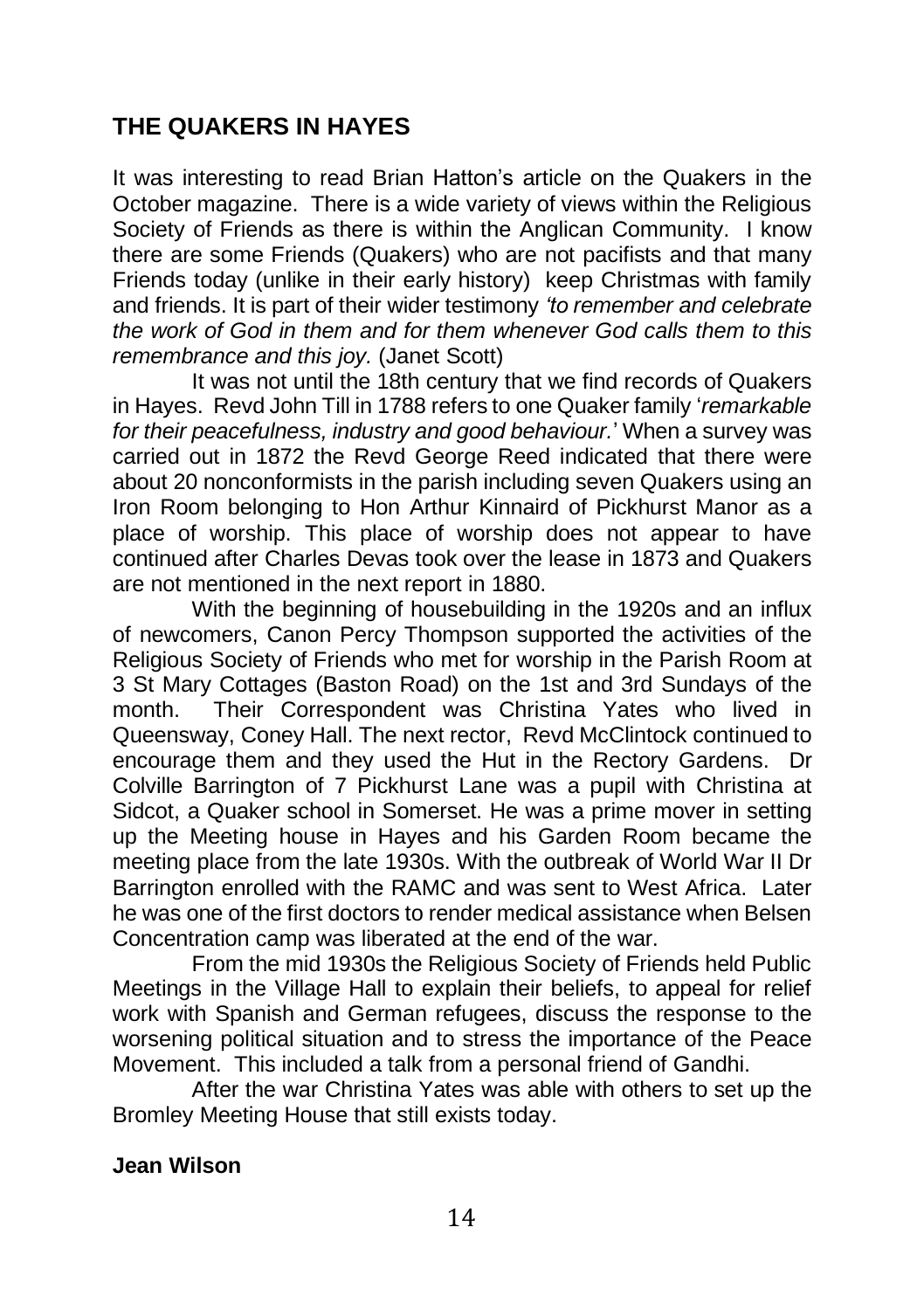## THE QUAKERS IN HAYES

It was interesting to read Brian Hatton's article on the Quakers in the October magazine. There is a wide variety of views within the Religious Society of Friends as there is within the Anglican Community. I know there are some Friends (Quakers) who are not pacifists and that many Friends today (unlike in their early history) keep Christmas with family and friends. It is part of their wider testimony *'to remember and celebrate the work of God in them and for them whenever God calls them to this remembrance and this joy.* (Janet Scott)

It was not until the 18th century that we find records of Quakers in Hayes. Revd John Till in 1788 refers to one Quaker family '*remarkable for their peacefulness, industry and good behaviour.*' When a survey was carried out in 1872 the Revd George Reed indicated that there were about 20 nonconformists in the parish including seven Quakers using an Iron Room belonging to Hon Arthur Kinnaird of Pickhurst Manor as a place of worship. This place of worship does not appear to have continued after Charles Devas took over the lease in 1873 and Quakers are not mentioned in the next report in 1880.

With the beginning of housebuilding in the 1920s and an influx of newcomers, Canon Percy Thompson supported the activities of the Religious Society of Friends who met for worship in the Parish Room at 3 St Mary Cottages (Baston Road) on the 1st and 3rd Sundays of the month. Their Correspondent was Christina Yates who lived in Queensway, Coney Hall. The next rector, Revd McClintock continued to encourage them and they used the Hut in the Rectory Gardens. Dr Colville Barrington of 7 Pickhurst Lane was a pupil with Christina at Sidcot, a Quaker school in Somerset. He was a prime mover in setting up the Meeting house in Hayes and his Garden Room became the meeting place from the late 1930s. With the outbreak of World War II Dr Barrington enrolled with the RAMC and was sent to West Africa. Later he was one of the first doctors to render medical assistance when Belsen Concentration camp was liberated at the end of the war.

From the mid 1930s the Religious Society of Friends held Public Meetings in the Village Hall to explain their beliefs, to appeal for relief work with Spanish and German refugees, discuss the response to the worsening political situation and to stress the importance of the Peace Movement. This included a talk from a personal friend of Gandhi.

After the war Christina Yates was able with others to set up the Bromley Meeting House that still exists today.

**Jean Wilson**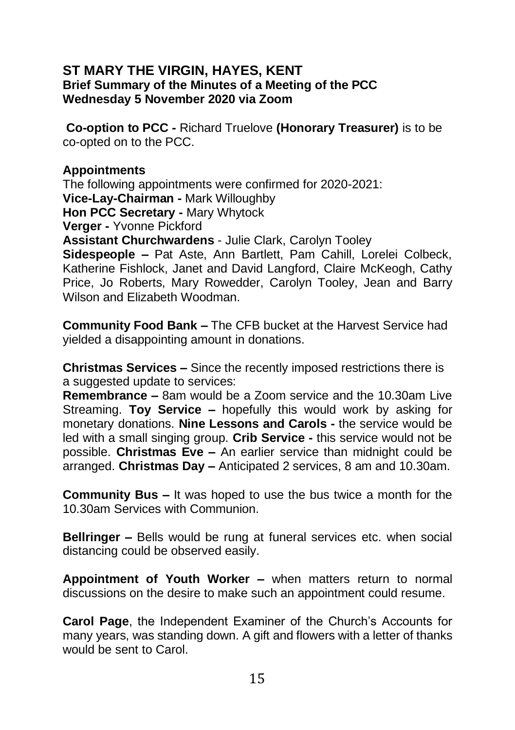## ST MARY THE VIRGIN, HAYES, KENT
### Brief Summary of the Minutes of a Meeting of the PCC
### Wednesday 5 November 2020 via Zoom

**Co-option to PCC -** Richard Truelove **(Honorary Treasurer)** is to be co-opted on to the PCC.

**Appointments**

The following appointments were confirmed for 2020-2021:

**Vice-Lay-Chairman -** Mark Willoughby

**Hon PCC Secretary -** Mary Whytock

**Verger -** Yvonne Pickford

**Assistant Churchwardens** - Julie Clark, Carolyn Tooley

**Sidespeople –** Pat Aste, Ann Bartlett, Pam Cahill, Lorelei Colbeck, Katherine Fishlock, Janet and David Langford, Claire McKeogh, Cathy Price, Jo Roberts, Mary Rowedder, Carolyn Tooley, Jean and Barry Wilson and Elizabeth Woodman.

**Community Food Bank –** The CFB bucket at the Harvest Service had yielded a disappointing amount in donations.

**Christmas Services –** Since the recently imposed restrictions there is a suggested update to services:

**Remembrance –** 8am would be a Zoom service and the 10.30am Live Streaming. **Toy Service –** hopefully this would work by asking for monetary donations. **Nine Lessons and Carols -** the service would be led with a small singing group. **Crib Service -** this service would not be possible. **Christmas Eve –** An earlier service than midnight could be arranged. **Christmas Day –** Anticipated 2 services, 8 am and 10.30am.

**Community Bus –** It was hoped to use the bus twice a month for the 10.30am Services with Communion.

**Bellringer –** Bells would be rung at funeral services etc. when social distancing could be observed easily.

**Appointment of Youth Worker –** when matters return to normal discussions on the desire to make such an appointment could resume.

**Carol Page**, the Independent Examiner of the Church's Accounts for many years, was standing down. A gift and flowers with a letter of thanks would be sent to Carol.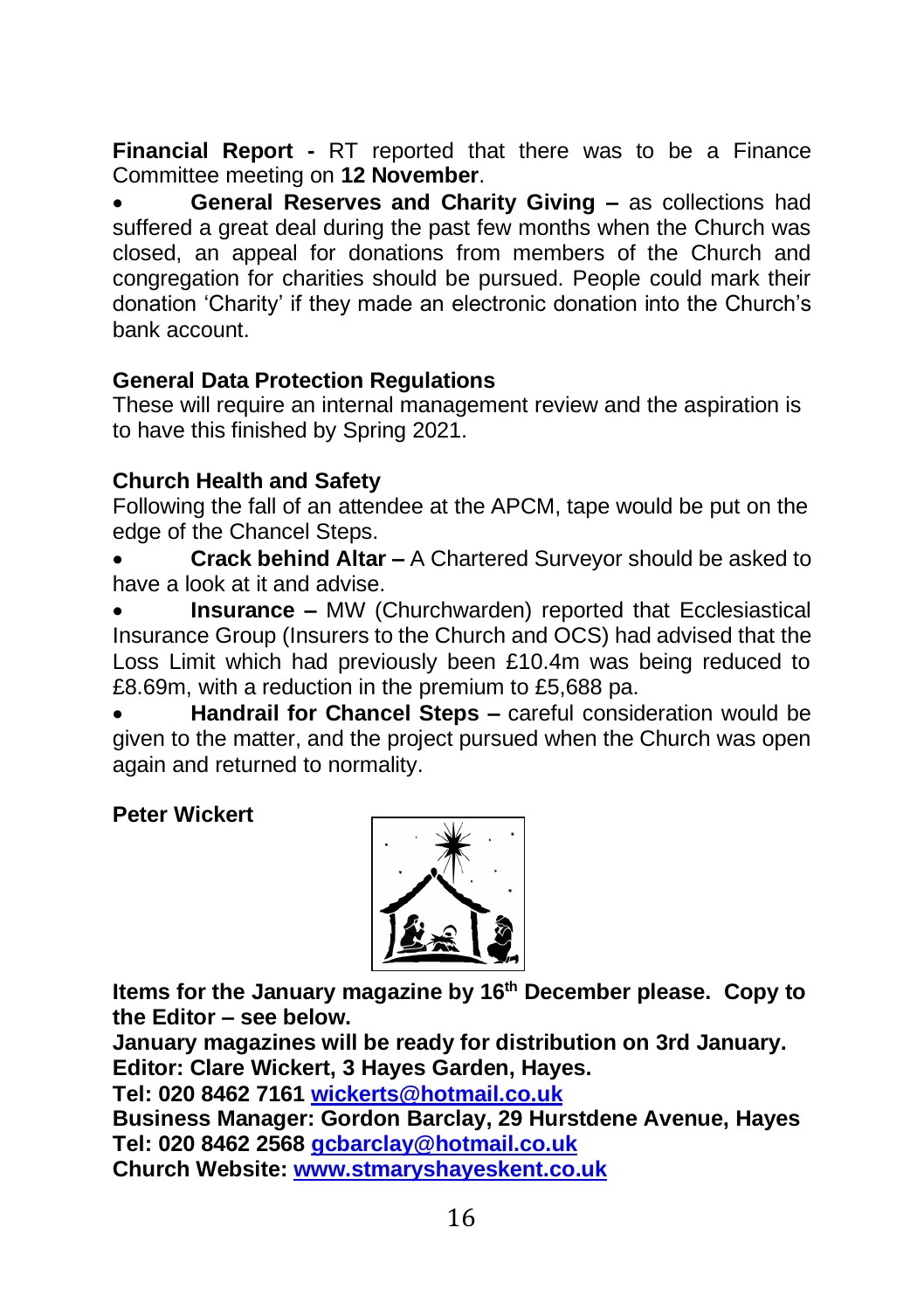**Financial Report -** RT reported that there was to be a Finance Committee meeting on **12 November**.

- **General Reserves and Charity Giving –** as collections had suffered a great deal during the past few months when the Church was closed, an appeal for donations from members of the Church and congregation for charities should be pursued. People could mark their donation 'Charity' if they made an electronic donation into the Church's bank account.

**General Data Protection Regulations**

These will require an internal management review and the aspiration is to have this finished by Spring 2021.

**Church Health and Safety**

Following the fall of an attendee at the APCM, tape would be put on the edge of the Chancel Steps.

- **Crack behind Altar –** A Chartered Surveyor should be asked to have a look at it and advise.
- **Insurance –** MW (Churchwarden) reported that Ecclesiastical Insurance Group (Insurers to the Church and OCS) had advised that the Loss Limit which had previously been £10.4m was being reduced to £8.69m, with a reduction in the premium to £5,688 pa.
- **Handrail for Chancel Steps –** careful consideration would be given to the matter, and the project pursued when the Church was open again and returned to normality.

**Peter Wickert**

**Items for the January magazine by 16th December please. Copy to the Editor – see below.**

**January magazines will be ready for distribution on 3rd January.**

**Editor: Clare Wickert, 3 Hayes Garden, Hayes.**

**Tel: 020 8462 7161 wickerts@hotmail.co.uk**

**Business Manager: Gordon Barclay, 29 Hurstdene Avenue, Hayes**

**Tel: 020 8462 2568 gcbarclay@hotmail.co.uk**

**Church Website: www.stmaryshayeskent.co.uk**